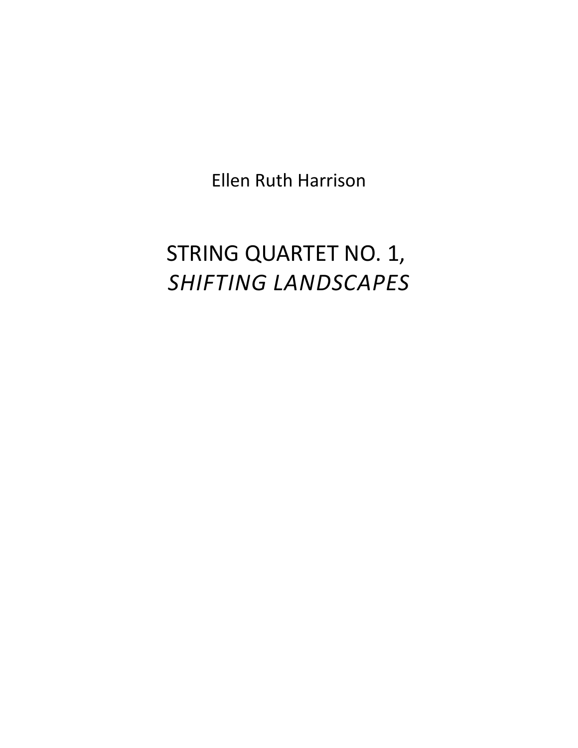Ellen Ruth Harrison

# STRING QUARTET NO. 1, *SHIFTING LANDSCAPES*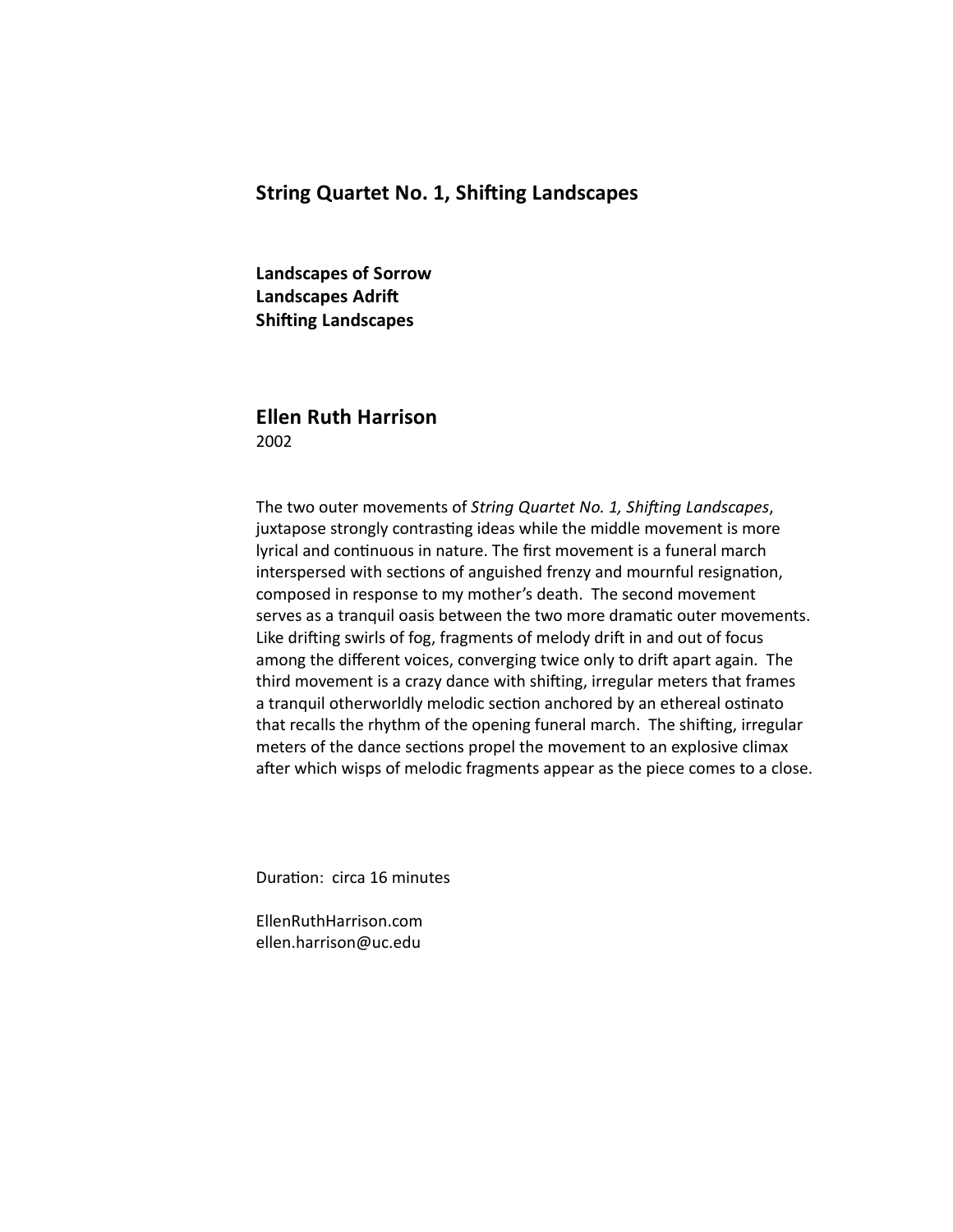## String Quartet No. 1, Shifting Landscapes

**Landscapes of Sorrow**
**Landscapes Adrift**
**Shifting Landscapes**

### Ellen Ruth Harrison

2002

The two outer movements of *String Quartet No. 1, Shifting Landscapes*, juxtapose strongly contrasting ideas while the middle movement is more lyrical and continuous in nature. The first movement is a funeral march interspersed with sections of anguished frenzy and mournful resignation, composed in response to my mother's death. The second movement serves as a tranquil oasis between the two more dramatic outer movements. Like drifting swirls of fog, fragments of melody drift in and out of focus among the different voices, converging twice only to drift apart again. The third movement is a crazy dance with shifting, irregular meters that frames a tranquil otherworldly melodic section anchored by an ethereal ostinato that recalls the rhythm of the opening funeral march. The shifting, irregular meters of the dance sections propel the movement to an explosive climax after which wisps of melodic fragments appear as the piece comes to a close.

Duration: circa 16 minutes

EllenRuthHarrison.com
ellen.harrison@uc.edu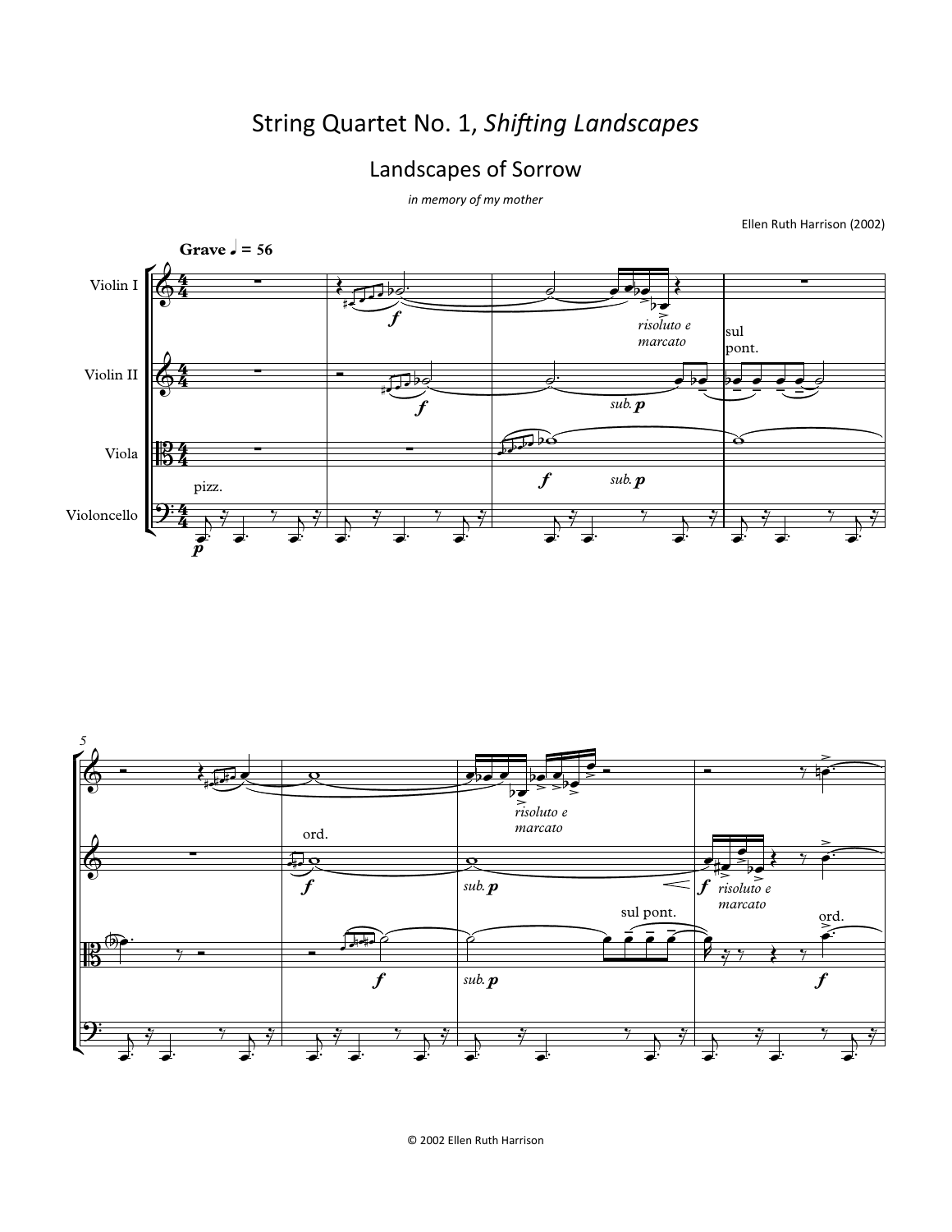# String Quartet No. 1, *Shifting Landscapes*

## Landscapes of Sorrow

*in memory of my mother*

Ellen Ruth Harrison (2002)

© 2002 Ellen Ruth Harrison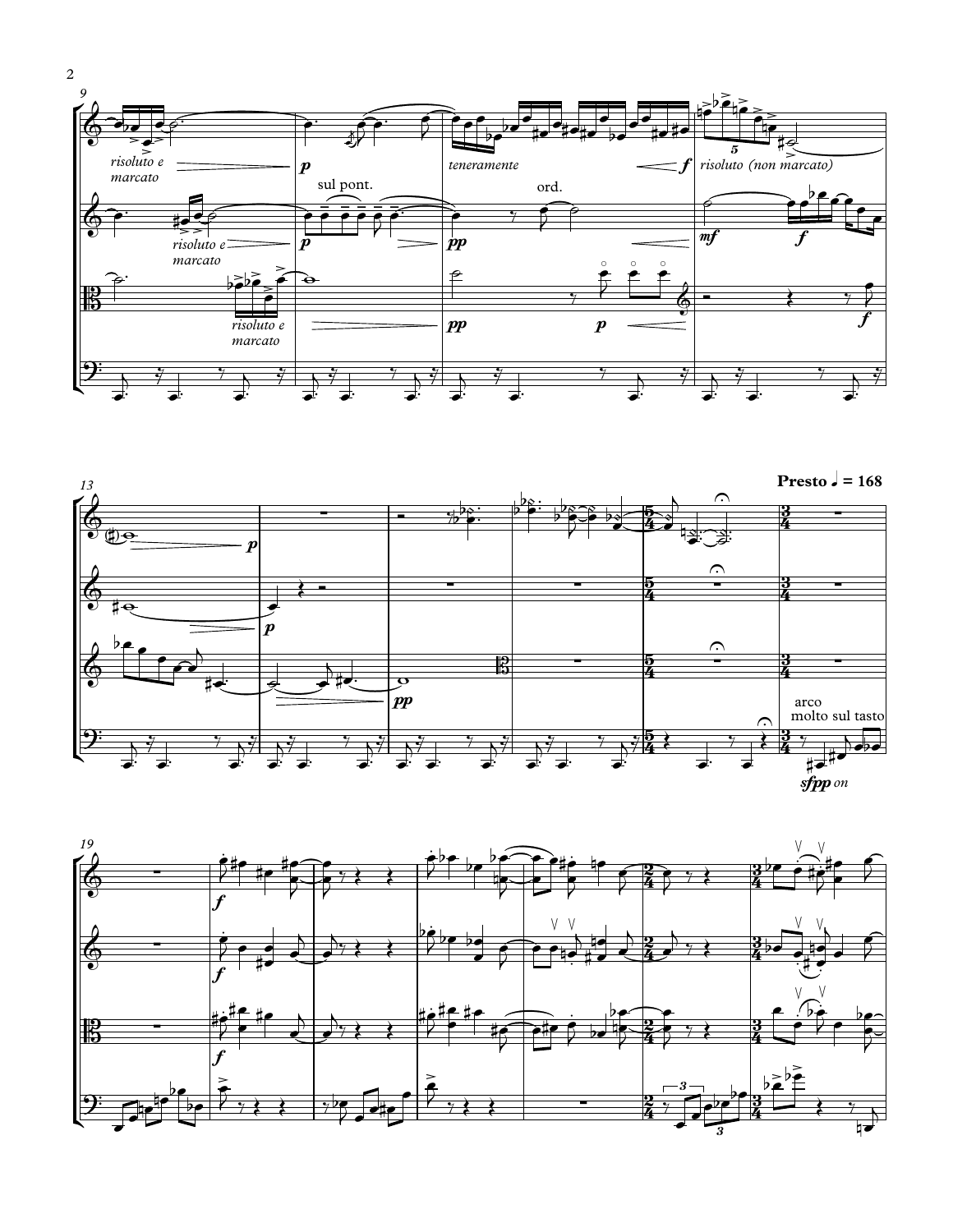**Presto ♩ = 168**

*risoluto e marcato*

sul pont.

*teneramente*

ord.

*risoluto (non marcato)*

*risoluto e marcato*

*risoluto e marcato*

arco
molto sul tasto

*sfpp on*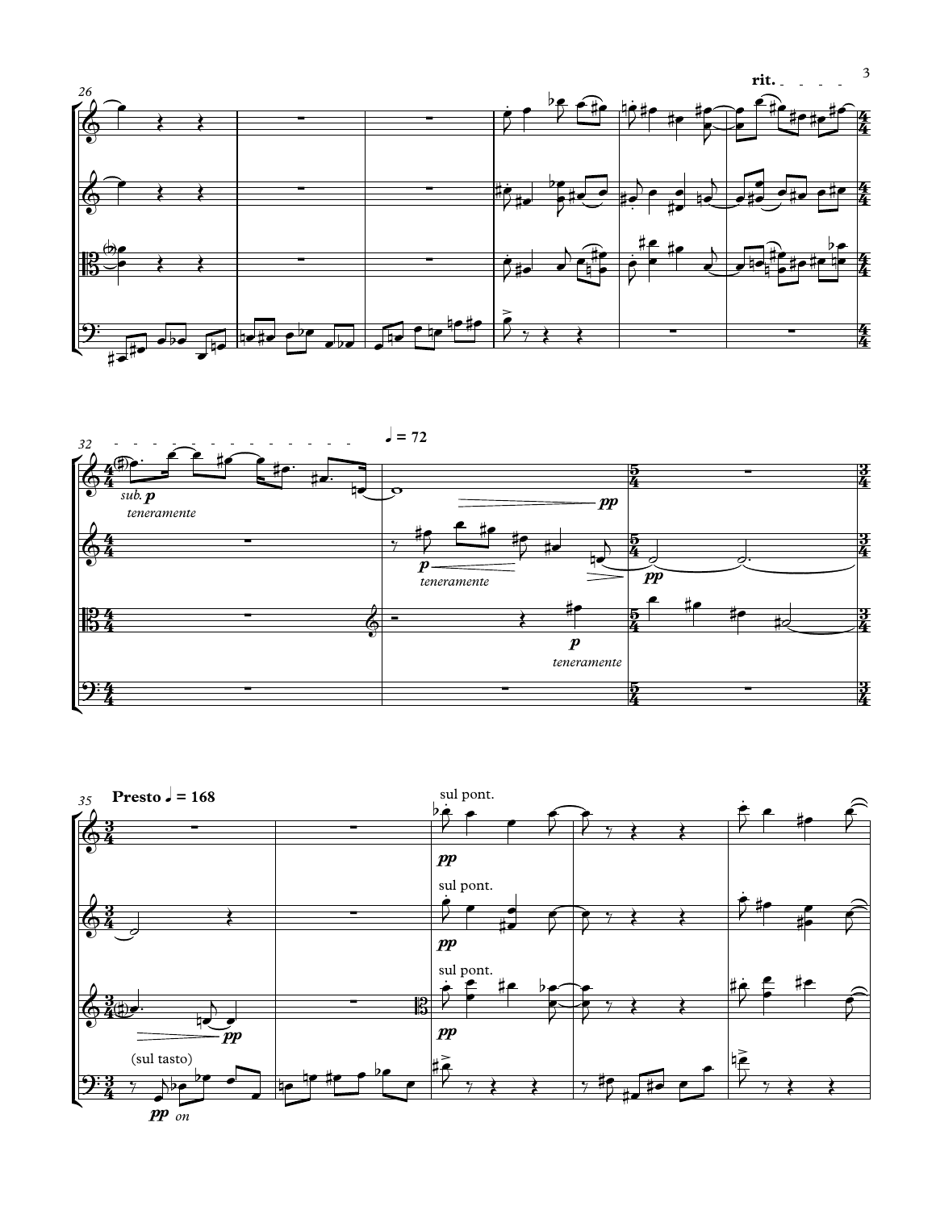rit.

*sub.* **p**
*teneramente*

♩ = 72

**pp**

**p**
*teneramente*

**pp**

**p**
*teneramente*

**Presto** ♩ = 168

sul pont.

**pp**

sul pont.

**pp**

sul pont.

**pp**

(sul tasto)

**pp** *on*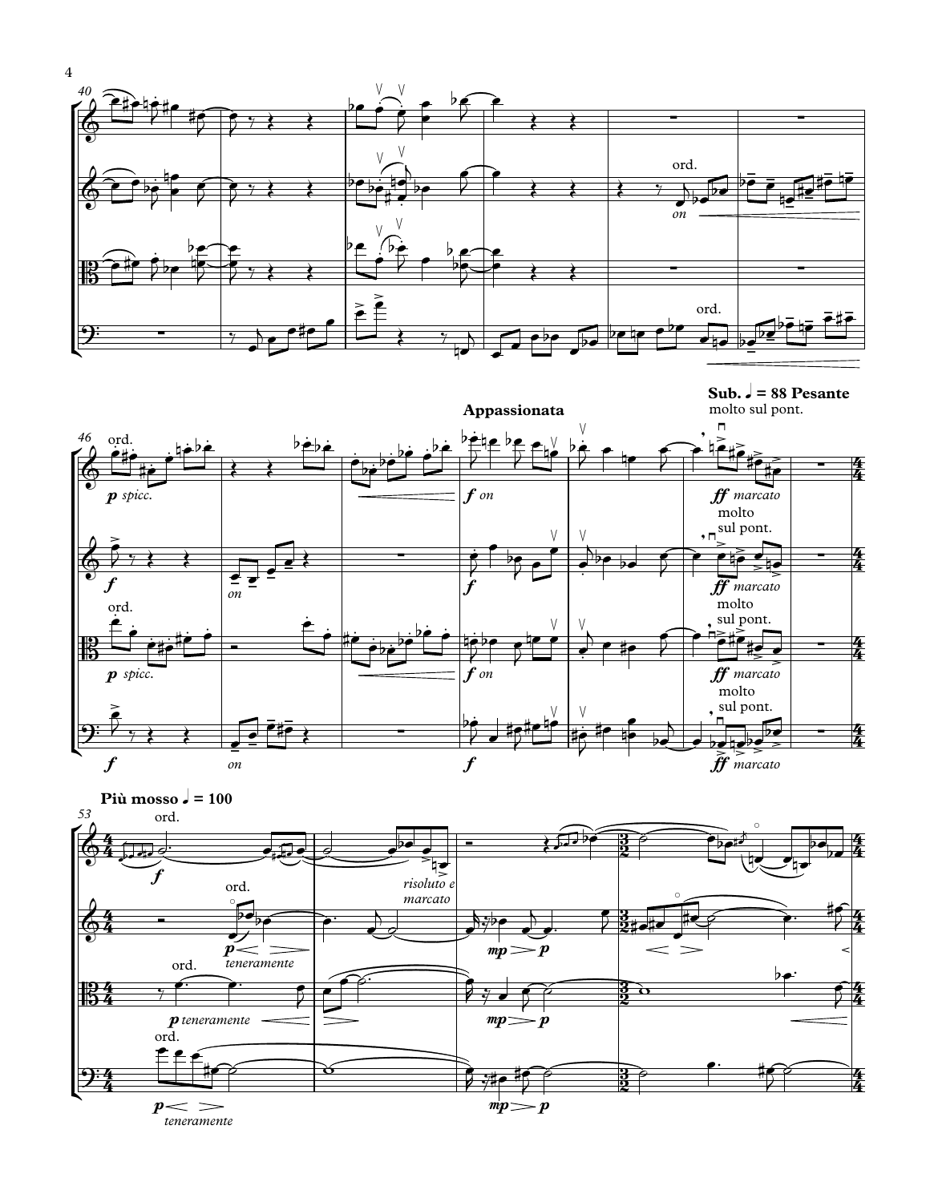**Appassionata**

**Sub. ♩ = 88 Pesante**

**Più mosso ♩ = 100**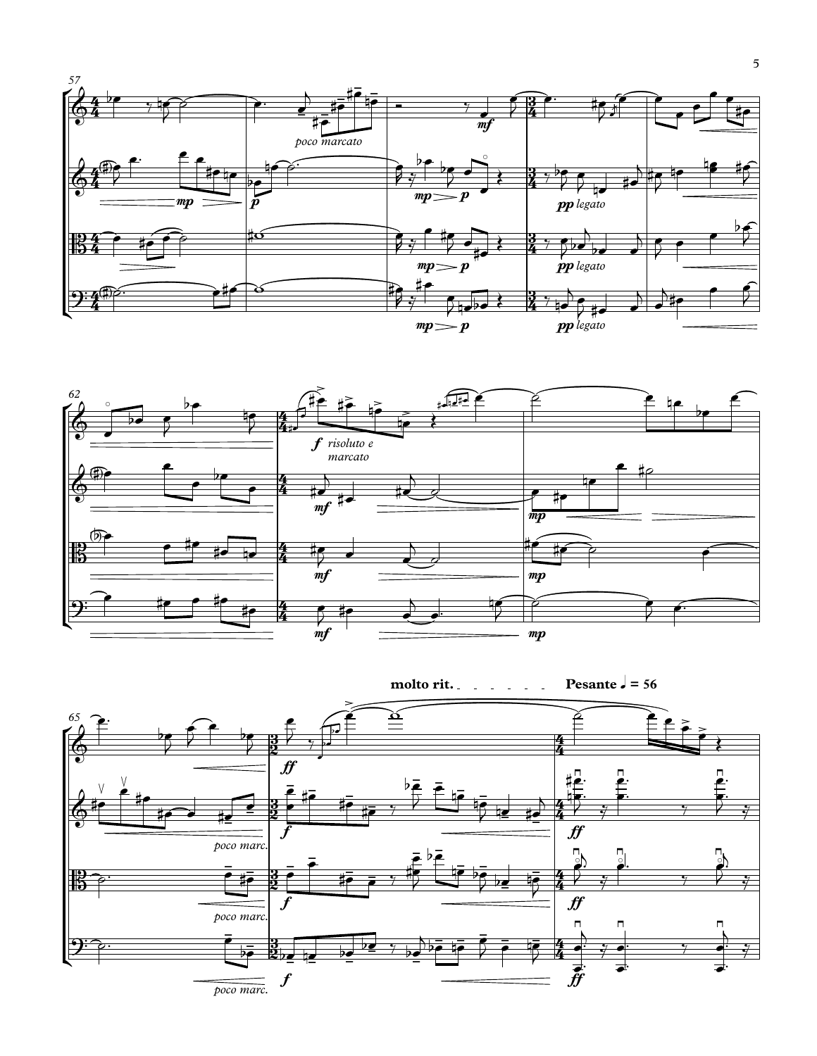molto rit.

Pesante ♩ = 56

poco marcato

risoluto e marcato

legato

poco marc.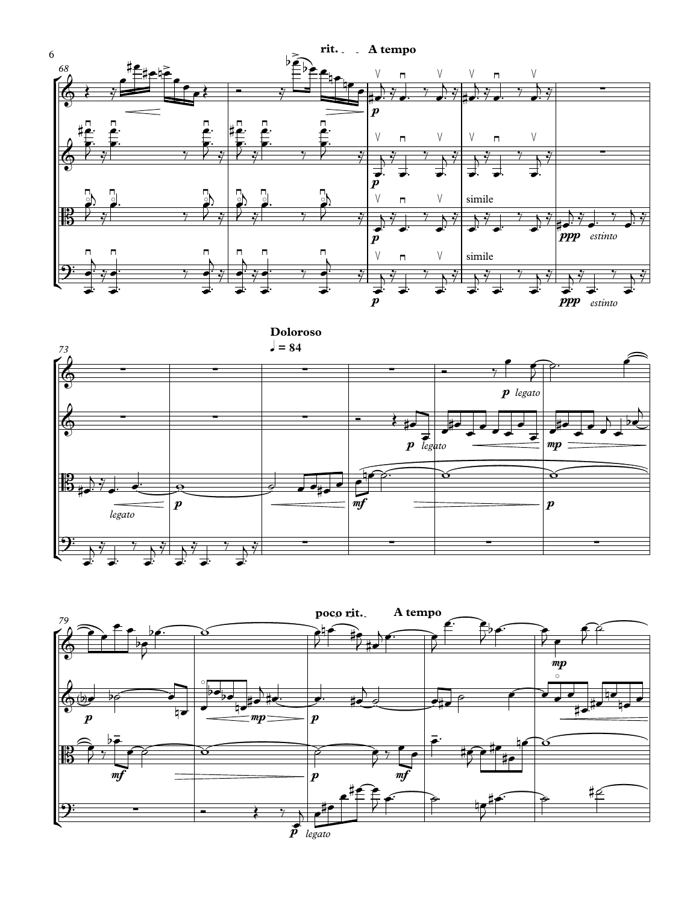rit. A tempo

Doloroso

♩ = 84

poco rit. A tempo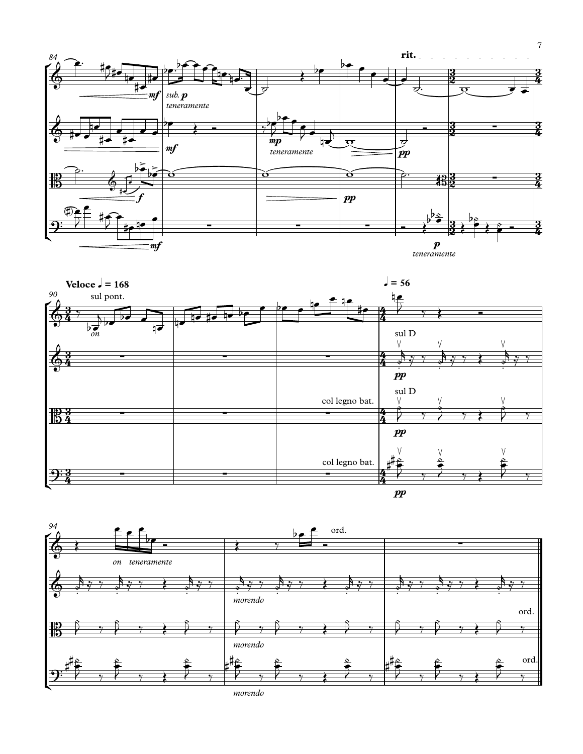rit.

*sub.* ***p***

*teneramente*

***mf***

***mp***

*teneramente*

***pp***

***f***

***pp***

***mf***

***p***

*teneramente*

**Veloce ♩ = 168**

sul pont.

*on*

**♩ = 56**

sul D

***pp***

col legno bat.

sul D

***pp***

col legno bat.

***pp***

*on teneramente*

ord.

*morendo*

*morendo*

ord.

*morendo*

ord.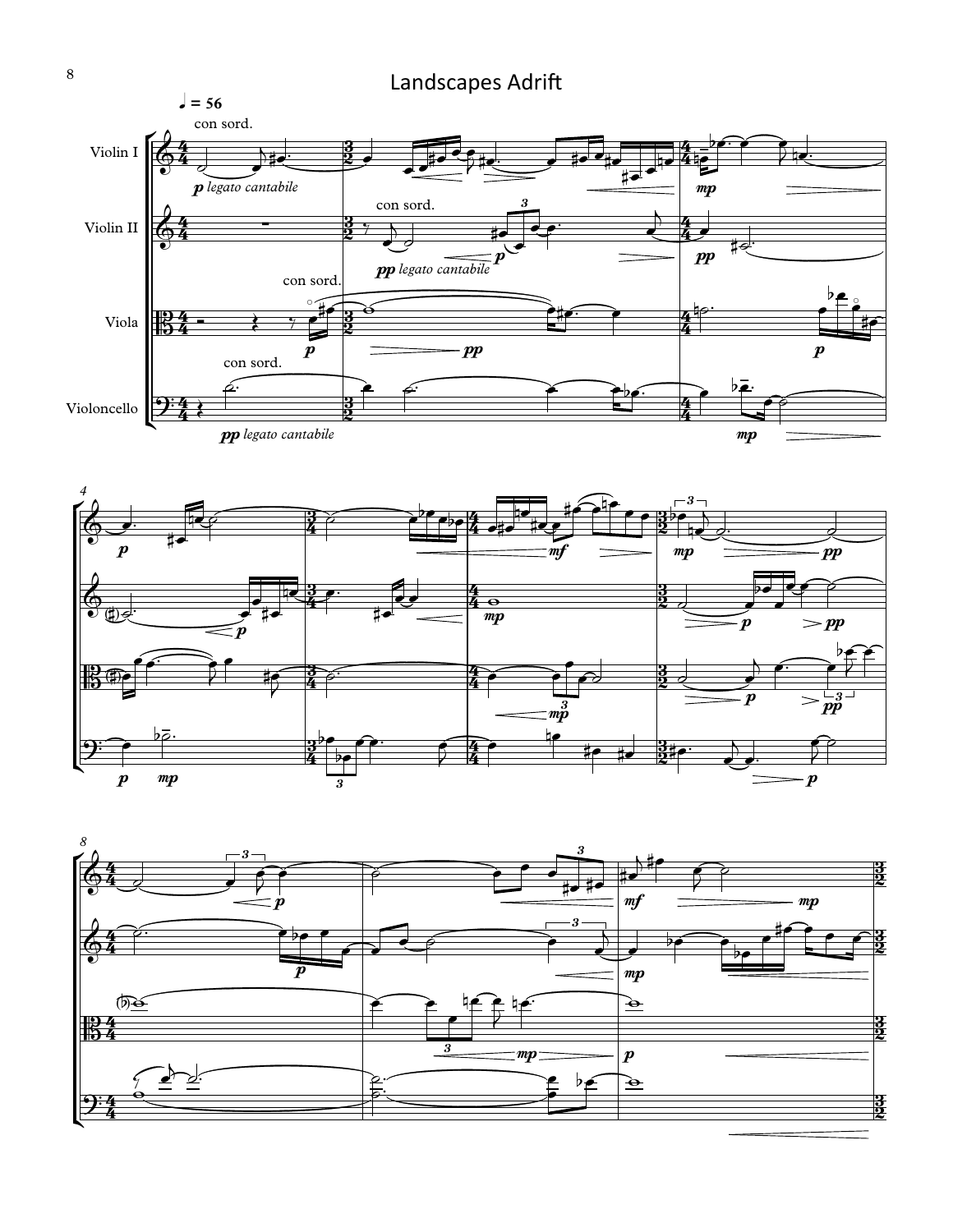# Landscapes Adrift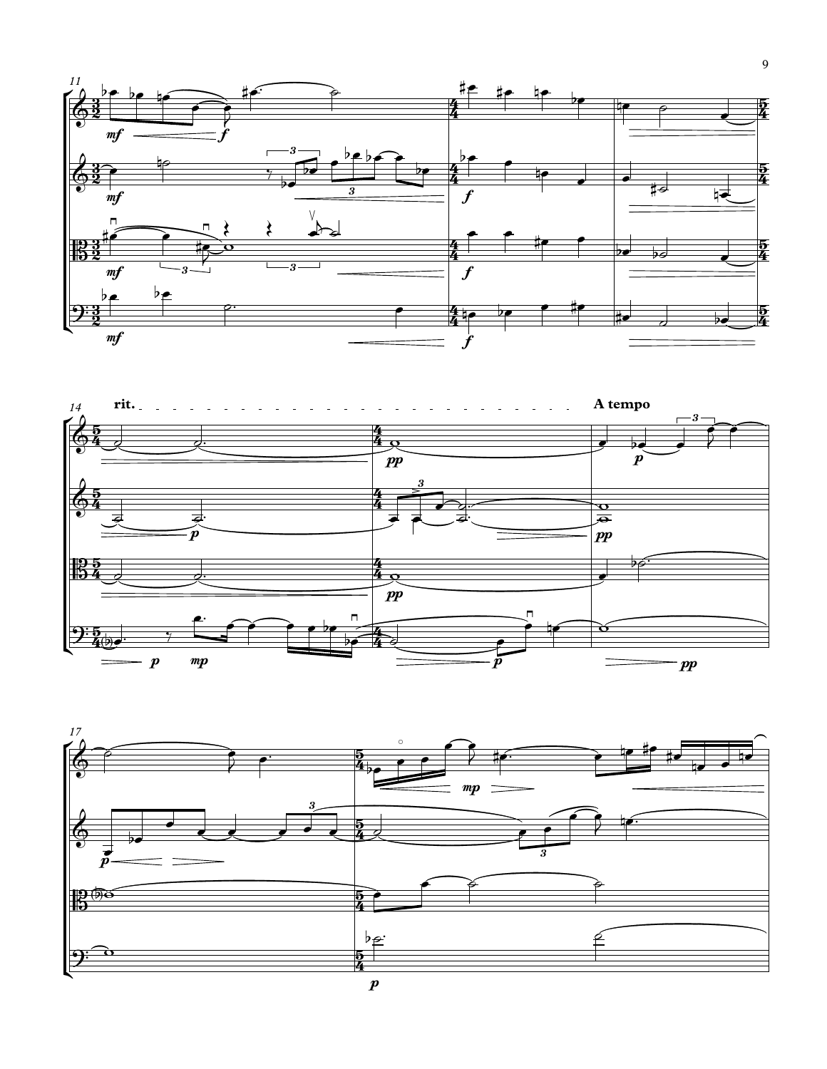rit.

A tempo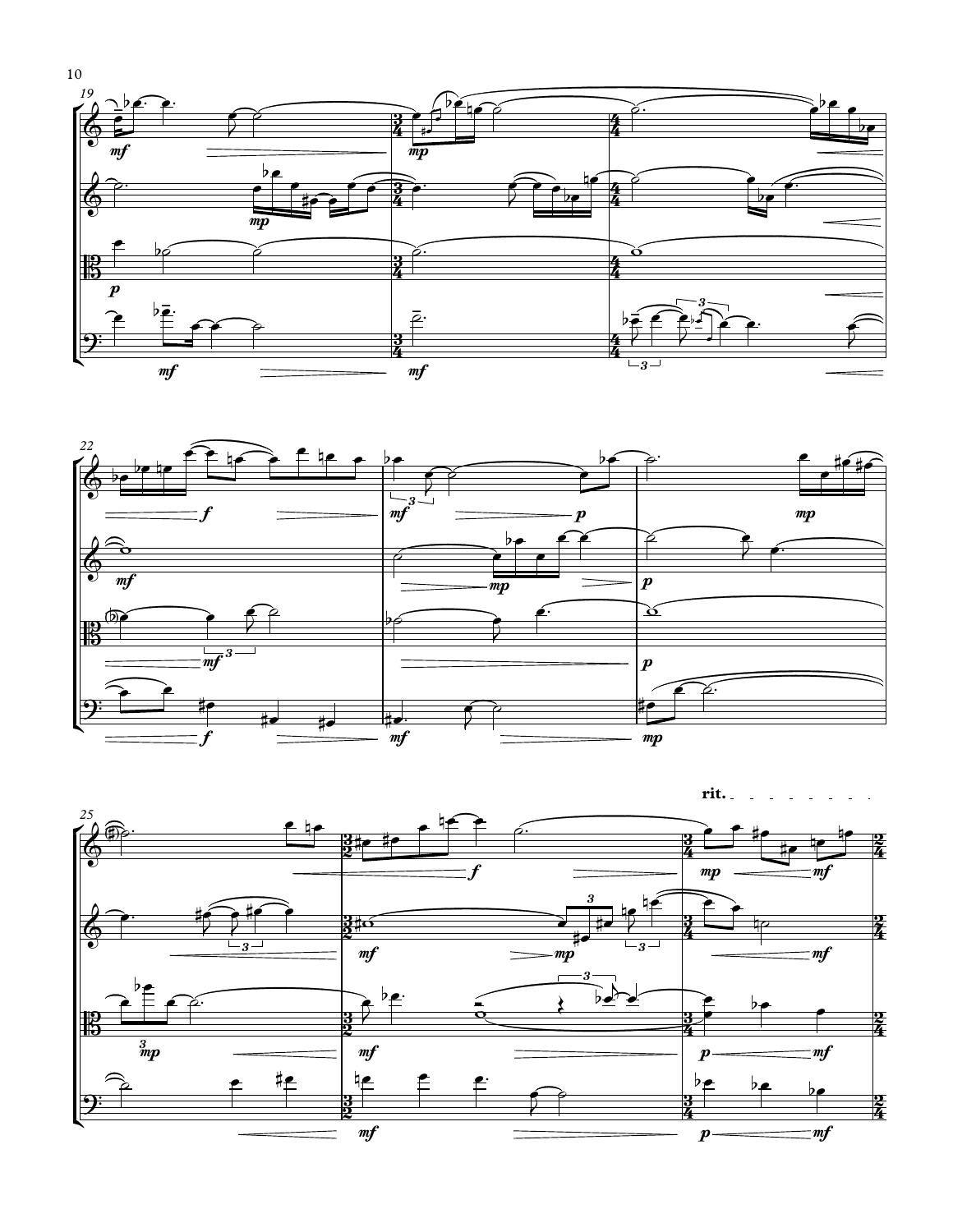rit.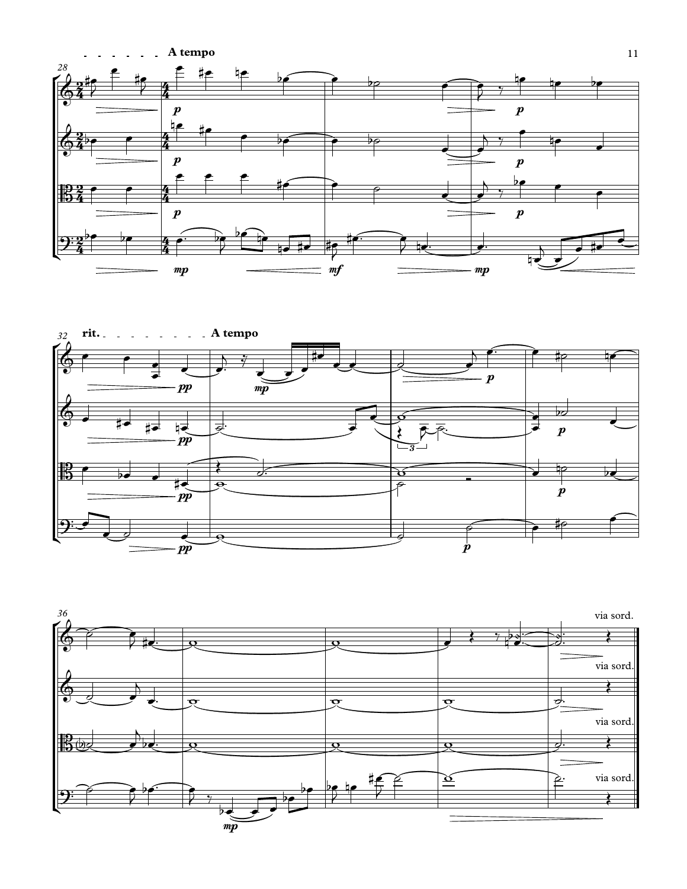A tempo

rit. A tempo

via sord.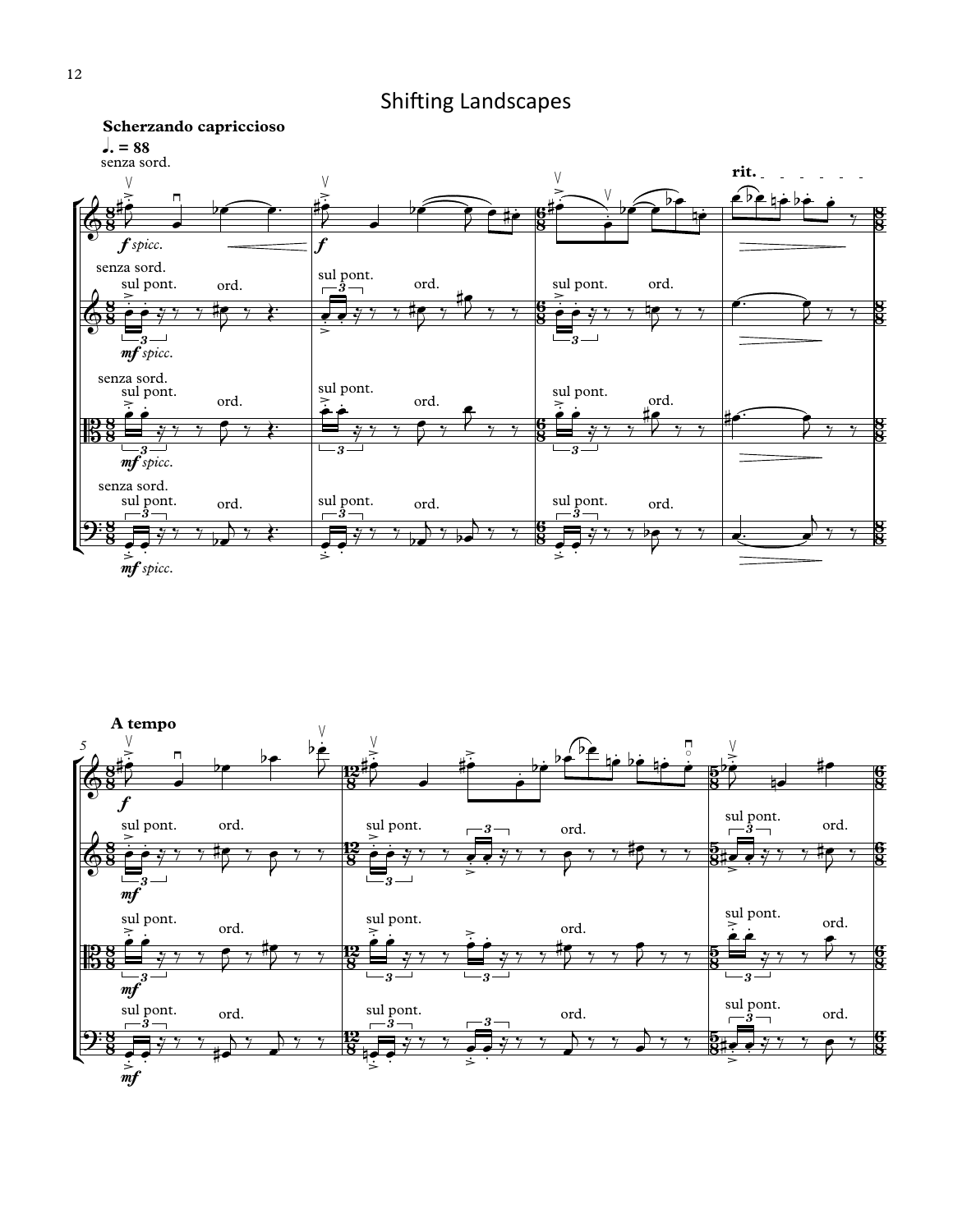# Shifting Landscapes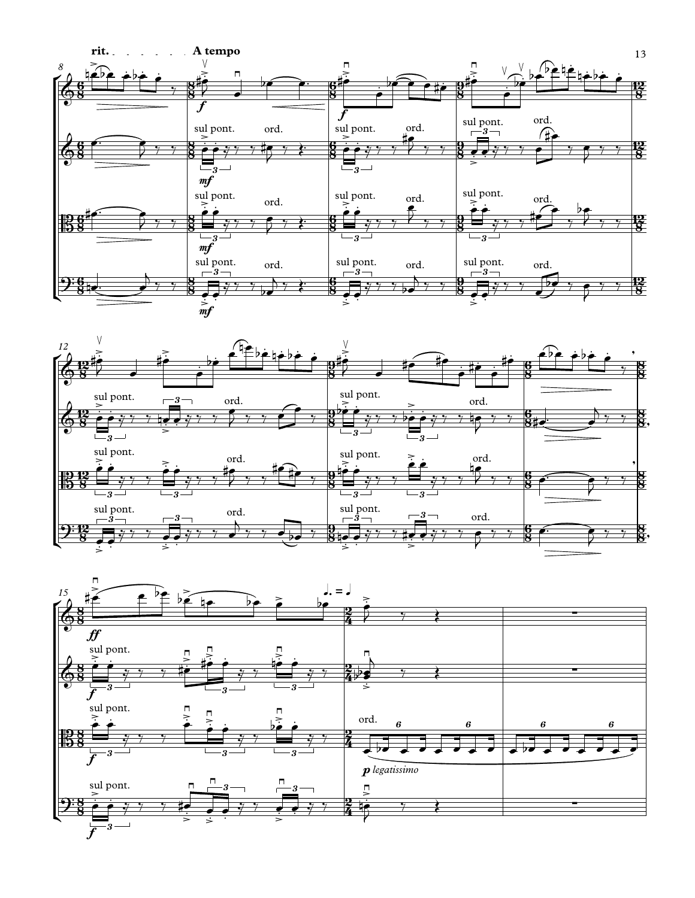rit. A tempo

sul pont. ord.

sul pont. ord.

sul pont. ord.

sul pont. ord.

ord.

*p legatissimo*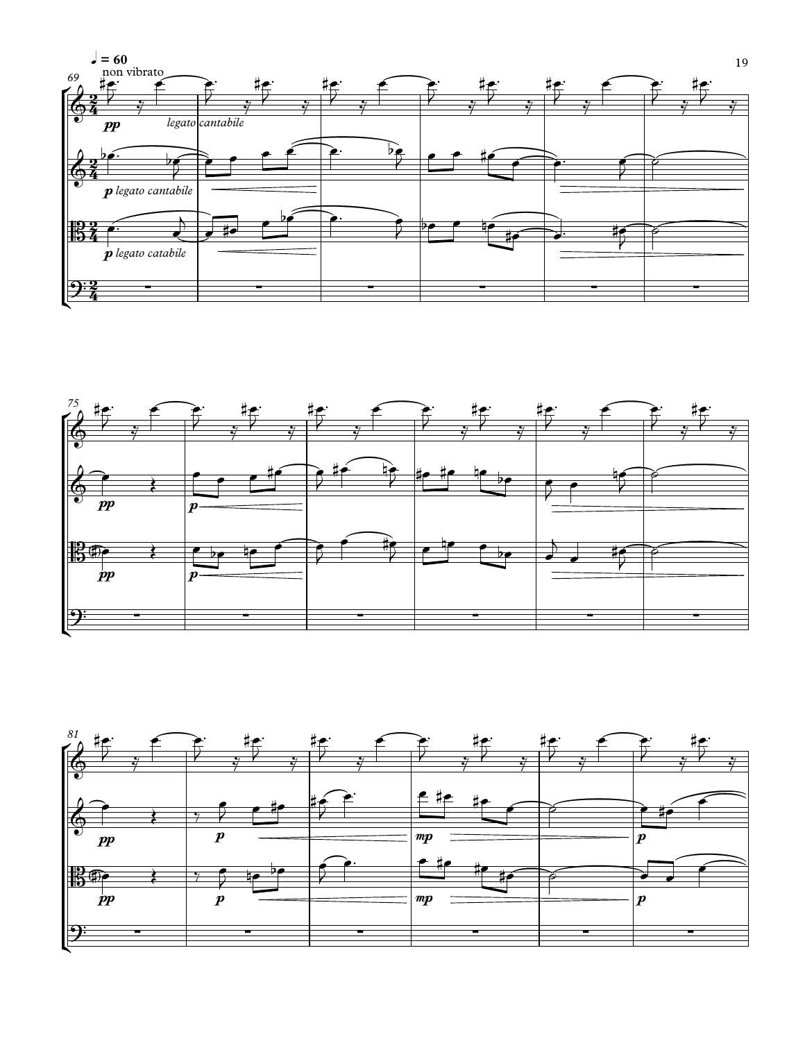♩ = 60

non vibrato

*legato cantabile*

*p legato cantabile*

*p legato catabile*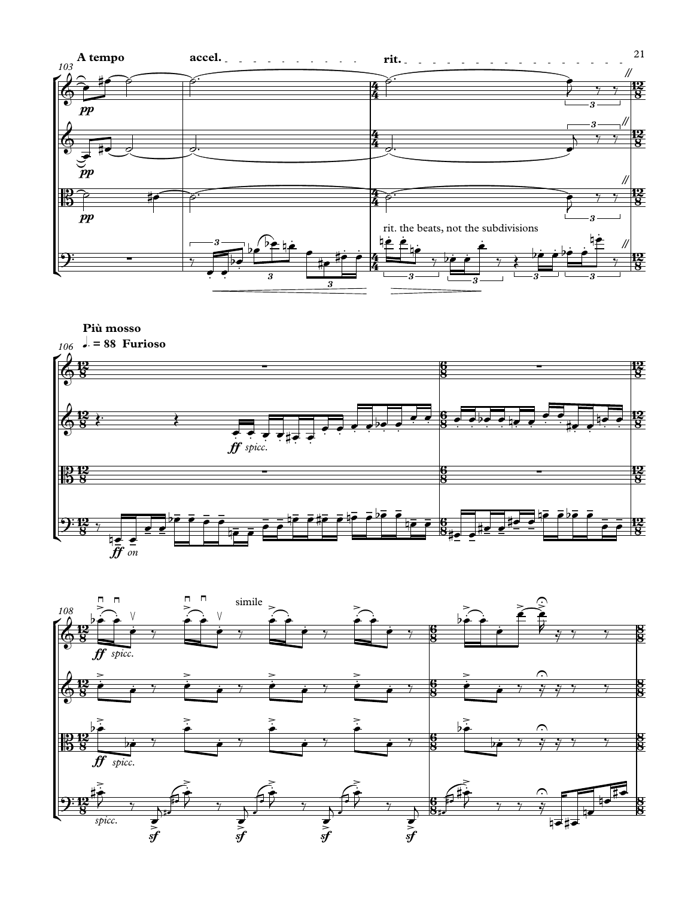A tempo

accel.

rit.

rit. the beats, not the subdivisions

pp

**Più mosso**

♩. = 88 **Furioso**

*ff* *spicc.*

*ff* *on*

simile

*ff* *spicc.*

*spicc.*

*sf*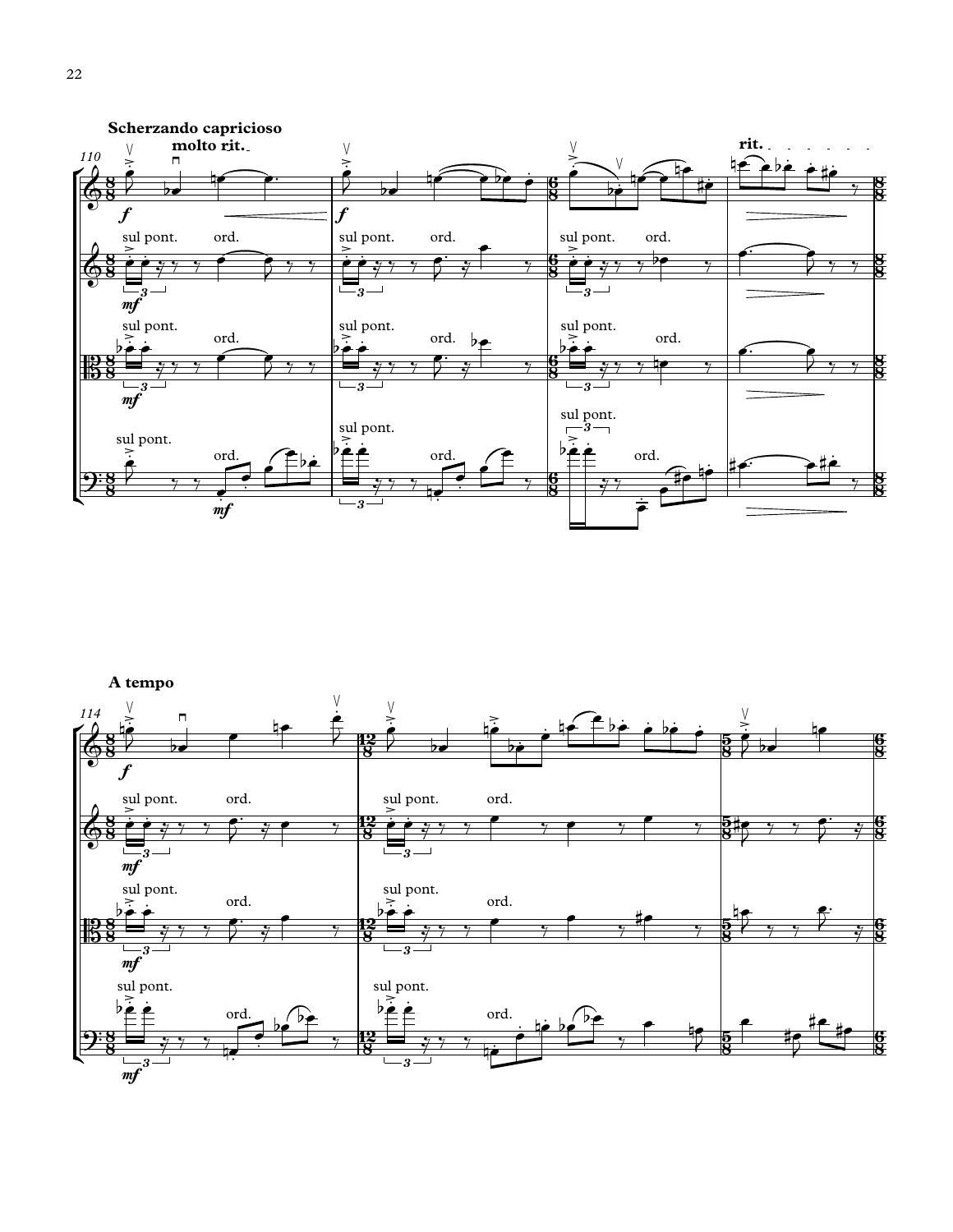**Scherzando capricioso**

molto rit.

rit.

**A tempo**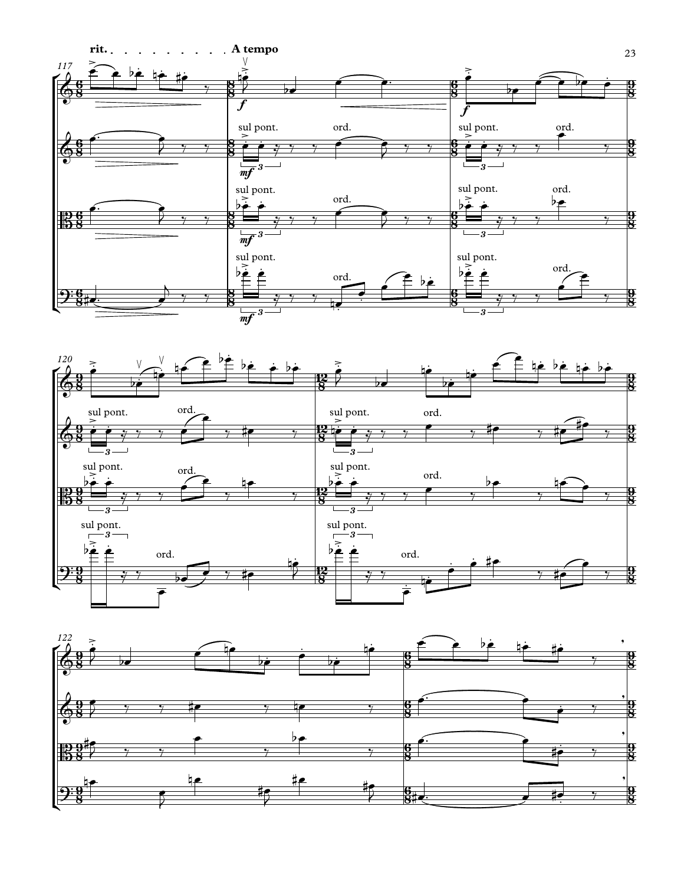rit. . . . . . . . . . . A tempo

117

sul pont. ord.

120

122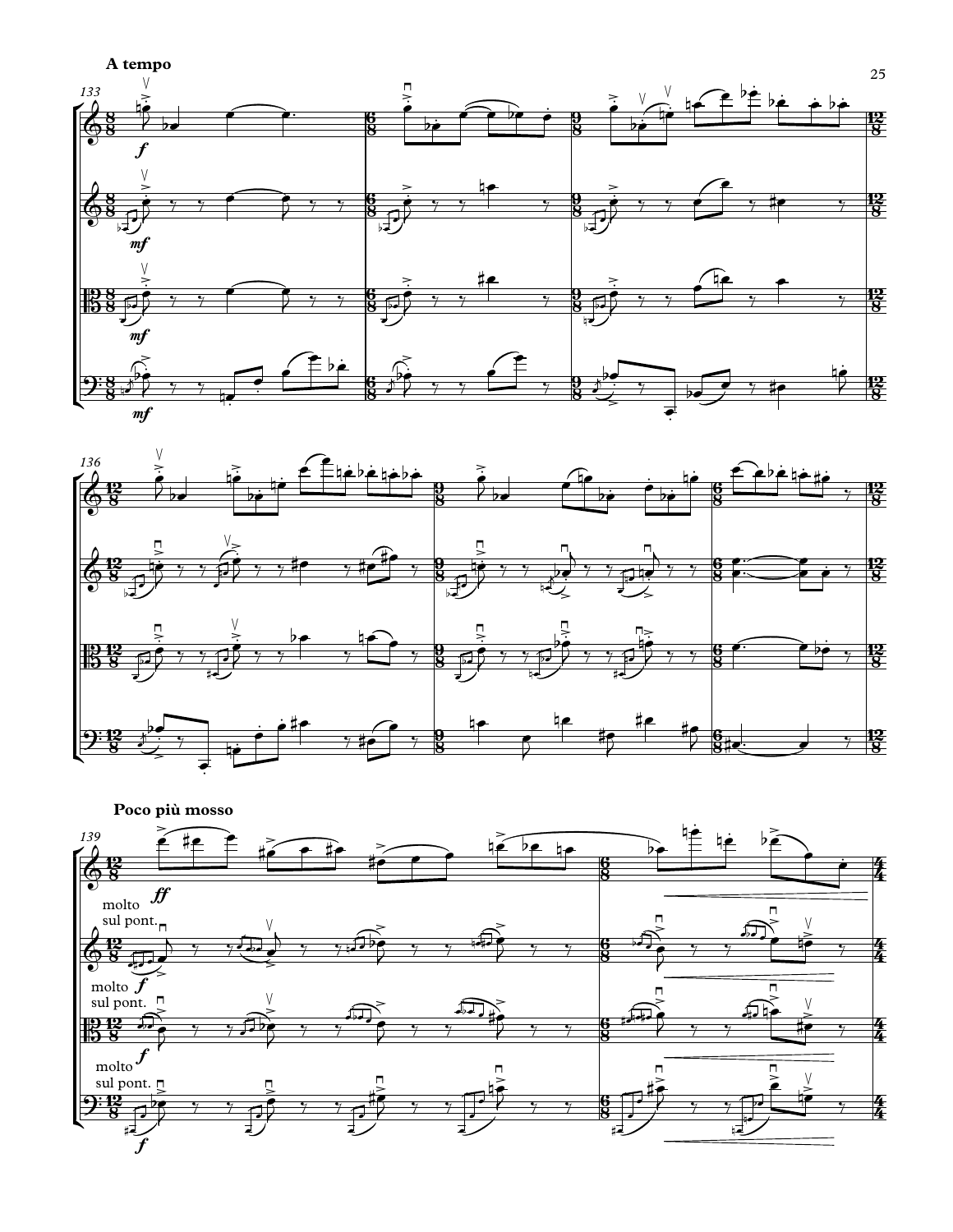**A tempo**

133

*f*

*mf*

*mf*

*mf*

136

**Poco più mosso**

139

*ff*

molto sul pont.

*f*

molto sul pont.

*f*

molto sul pont.

*f*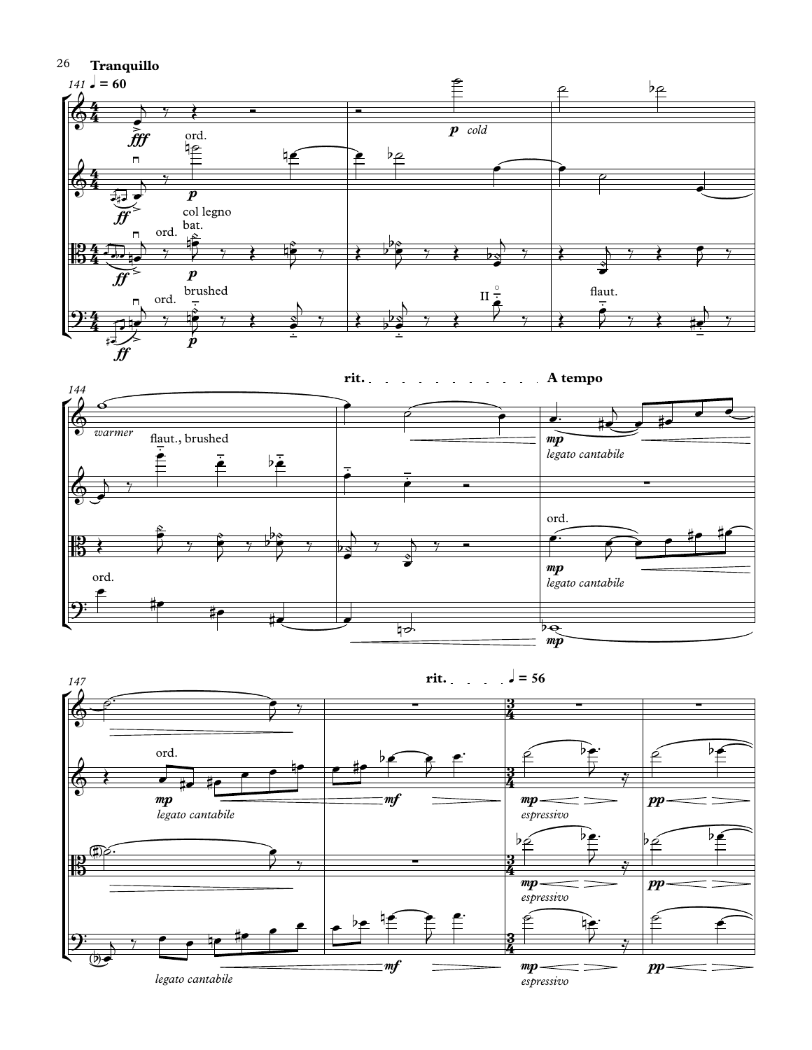**Tranquillo**

141 ♩ = 60

fff

ord.

p *cold*

ff

p

col legno bat.

ord.

ff

p

brushed

ord.

ff

p

II

flaut.

144

*warmer*

flaut., brushed

ord.

**rit.**

**A tempo**

mp

*legato cantabile*

ord.

mp

*legato cantabile*

mp

147

**rit.** ♩ = 56

ord.

mp

*legato cantabile*

mf

mp *espressivo*

pp

mp *espressivo*

pp

*legato cantabile*

mf

mp *espressivo*

pp